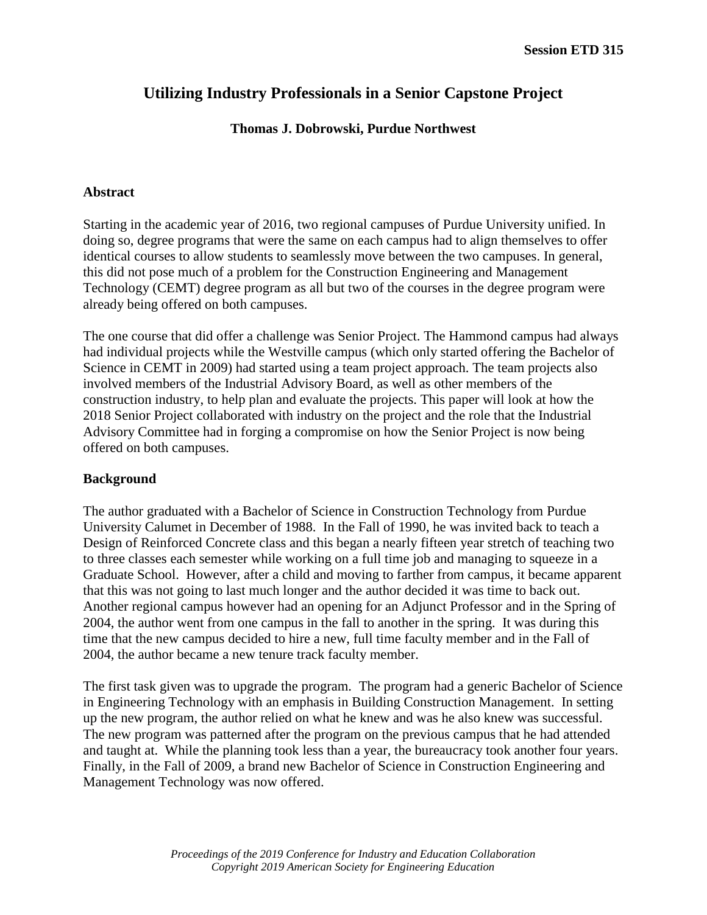# Utilizing Industry Professionals in a Senior Capstone Project

**Thomas J. Dobrowski, Purdue Northwest**

## Abstract

Starting in the academic year of 2016, two regional campuses of Purdue University unified. In doing so, degree programs that were the same on each campus had to align themselves to offer identical courses to allow students to seamlessly move between the two campuses. In general, this did not pose much of a problem for the Construction Engineering and Management Technology (CEMT) degree program as all but two of the courses in the degree program were already being offered on both campuses.

The one course that did offer a challenge was Senior Project. The Hammond campus had always had individual projects while the Westville campus (which only started offering the Bachelor of Science in CEMT in 2009) had started using a team project approach. The team projects also involved members of the Industrial Advisory Board, as well as other members of the construction industry, to help plan and evaluate the projects. This paper will look at how the 2018 Senior Project collaborated with industry on the project and the role that the Industrial Advisory Committee had in forging a compromise on how the Senior Project is now being offered on both campuses.

## Background

The author graduated with a Bachelor of Science in Construction Technology from Purdue University Calumet in December of 1988. In the Fall of 1990, he was invited back to teach a Design of Reinforced Concrete class and this began a nearly fifteen year stretch of teaching two to three classes each semester while working on a full time job and managing to squeeze in a Graduate School. However, after a child and moving to farther from campus, it became apparent that this was not going to last much longer and the author decided it was time to back out. Another regional campus however had an opening for an Adjunct Professor and in the Spring of 2004, the author went from one campus in the fall to another in the spring. It was during this time that the new campus decided to hire a new, full time faculty member and in the Fall of 2004, the author became a new tenure track faculty member.

The first task given was to upgrade the program. The program had a generic Bachelor of Science in Engineering Technology with an emphasis in Building Construction Management. In setting up the new program, the author relied on what he knew and was he also knew was successful. The new program was patterned after the program on the previous campus that he had attended and taught at. While the planning took less than a year, the bureaucracy took another four years. Finally, in the Fall of 2009, a brand new Bachelor of Science in Construction Engineering and Management Technology was now offered.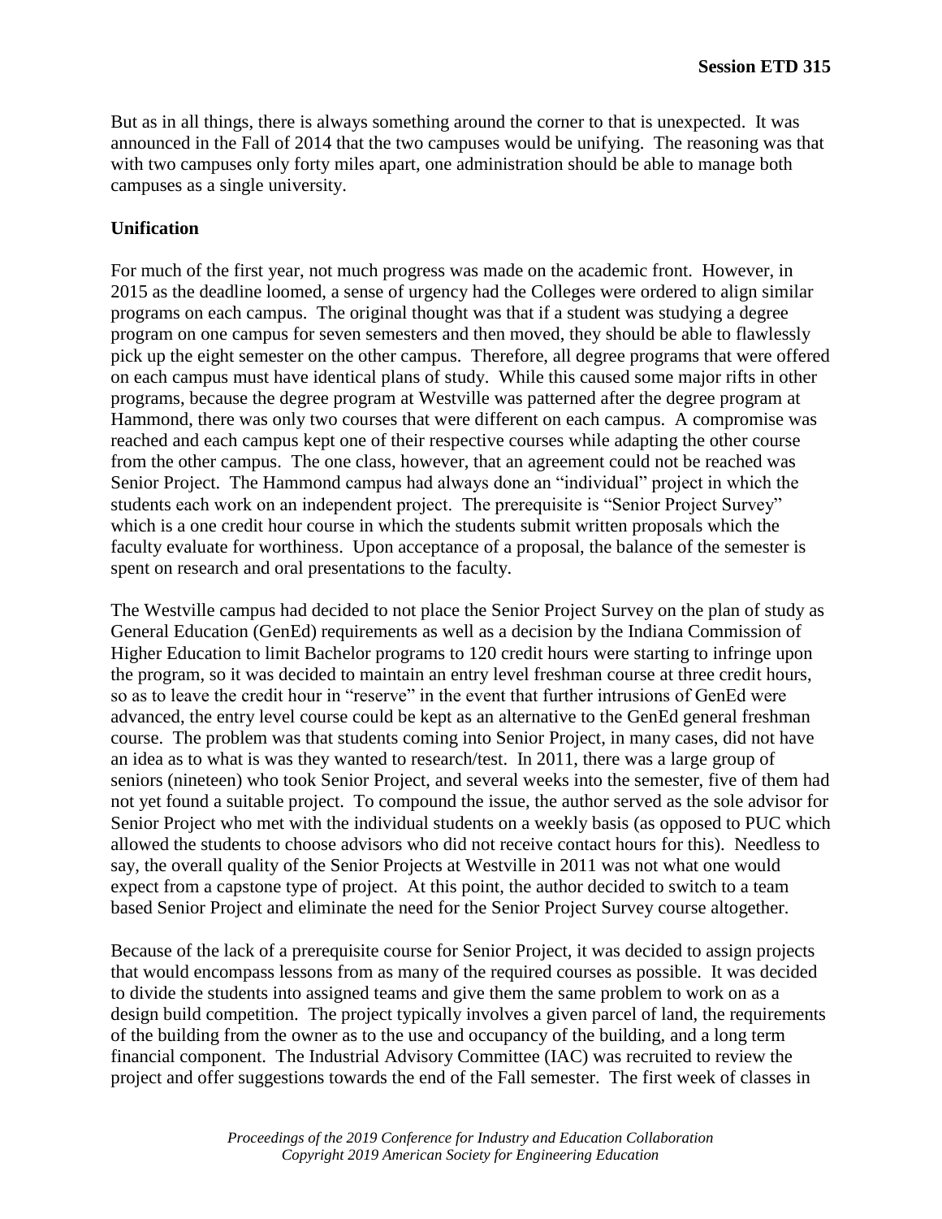But as in all things, there is always something around the corner to that is unexpected. It was announced in the Fall of 2014 that the two campuses would be unifying. The reasoning was that with two campuses only forty miles apart, one administration should be able to manage both campuses as a single university.

## Unification

For much of the first year, not much progress was made on the academic front. However, in 2015 as the deadline loomed, a sense of urgency had the Colleges were ordered to align similar programs on each campus. The original thought was that if a student was studying a degree program on one campus for seven semesters and then moved, they should be able to flawlessly pick up the eight semester on the other campus. Therefore, all degree programs that were offered on each campus must have identical plans of study. While this caused some major rifts in other programs, because the degree program at Westville was patterned after the degree program at Hammond, there was only two courses that were different on each campus. A compromise was reached and each campus kept one of their respective courses while adapting the other course from the other campus. The one class, however, that an agreement could not be reached was Senior Project. The Hammond campus had always done an "individual" project in which the students each work on an independent project. The prerequisite is "Senior Project Survey" which is a one credit hour course in which the students submit written proposals which the faculty evaluate for worthiness. Upon acceptance of a proposal, the balance of the semester is spent on research and oral presentations to the faculty.

The Westville campus had decided to not place the Senior Project Survey on the plan of study as General Education (GenEd) requirements as well as a decision by the Indiana Commission of Higher Education to limit Bachelor programs to 120 credit hours were starting to infringe upon the program, so it was decided to maintain an entry level freshman course at three credit hours, so as to leave the credit hour in "reserve" in the event that further intrusions of GenEd were advanced, the entry level course could be kept as an alternative to the GenEd general freshman course. The problem was that students coming into Senior Project, in many cases, did not have an idea as to what is was they wanted to research/test. In 2011, there was a large group of seniors (nineteen) who took Senior Project, and several weeks into the semester, five of them had not yet found a suitable project. To compound the issue, the author served as the sole advisor for Senior Project who met with the individual students on a weekly basis (as opposed to PUC which allowed the students to choose advisors who did not receive contact hours for this). Needless to say, the overall quality of the Senior Projects at Westville in 2011 was not what one would expect from a capstone type of project. At this point, the author decided to switch to a team based Senior Project and eliminate the need for the Senior Project Survey course altogether.

Because of the lack of a prerequisite course for Senior Project, it was decided to assign projects that would encompass lessons from as many of the required courses as possible. It was decided to divide the students into assigned teams and give them the same problem to work on as a design build competition. The project typically involves a given parcel of land, the requirements of the building from the owner as to the use and occupancy of the building, and a long term financial component. The Industrial Advisory Committee (IAC) was recruited to review the project and offer suggestions towards the end of the Fall semester. The first week of classes in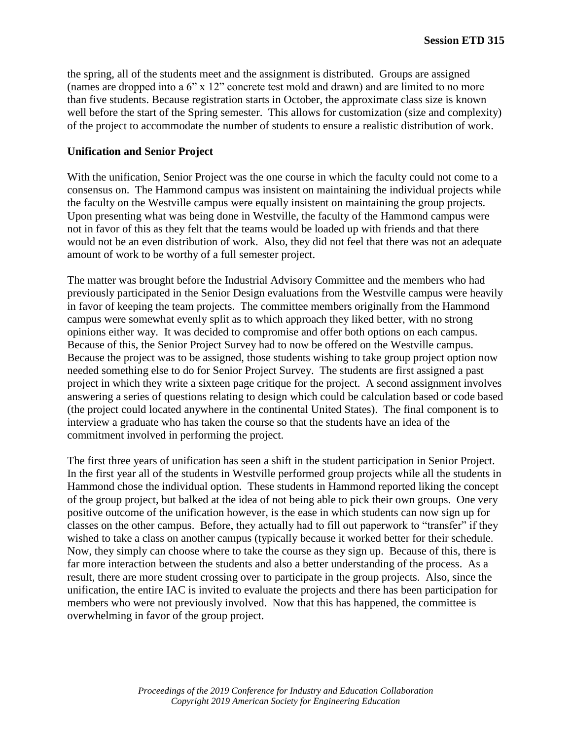the spring, all of the students meet and the assignment is distributed. Groups are assigned (names are dropped into a 6" x 12" concrete test mold and drawn) and are limited to no more than five students. Because registration starts in October, the approximate class size is known well before the start of the Spring semester. This allows for customization (size and complexity) of the project to accommodate the number of students to ensure a realistic distribution of work.

**Unification and Senior Project**

With the unification, Senior Project was the one course in which the faculty could not come to a consensus on. The Hammond campus was insistent on maintaining the individual projects while the faculty on the Westville campus were equally insistent on maintaining the group projects. Upon presenting what was being done in Westville, the faculty of the Hammond campus were not in favor of this as they felt that the teams would be loaded up with friends and that there would not be an even distribution of work. Also, they did not feel that there was not an adequate amount of work to be worthy of a full semester project.

The matter was brought before the Industrial Advisory Committee and the members who had previously participated in the Senior Design evaluations from the Westville campus were heavily in favor of keeping the team projects. The committee members originally from the Hammond campus were somewhat evenly split as to which approach they liked better, with no strong opinions either way. It was decided to compromise and offer both options on each campus. Because of this, the Senior Project Survey had to now be offered on the Westville campus. Because the project was to be assigned, those students wishing to take group project option now needed something else to do for Senior Project Survey. The students are first assigned a past project in which they write a sixteen page critique for the project. A second assignment involves answering a series of questions relating to design which could be calculation based or code based (the project could located anywhere in the continental United States). The final component is to interview a graduate who has taken the course so that the students have an idea of the commitment involved in performing the project.

The first three years of unification has seen a shift in the student participation in Senior Project. In the first year all of the students in Westville performed group projects while all the students in Hammond chose the individual option. These students in Hammond reported liking the concept of the group project, but balked at the idea of not being able to pick their own groups. One very positive outcome of the unification however, is the ease in which students can now sign up for classes on the other campus. Before, they actually had to fill out paperwork to "transfer" if they wished to take a class on another campus (typically because it worked better for their schedule. Now, they simply can choose where to take the course as they sign up. Because of this, there is far more interaction between the students and also a better understanding of the process. As a result, there are more student crossing over to participate in the group projects. Also, since the unification, the entire IAC is invited to evaluate the projects and there has been participation for members who were not previously involved. Now that this has happened, the committee is overwhelming in favor of the group project.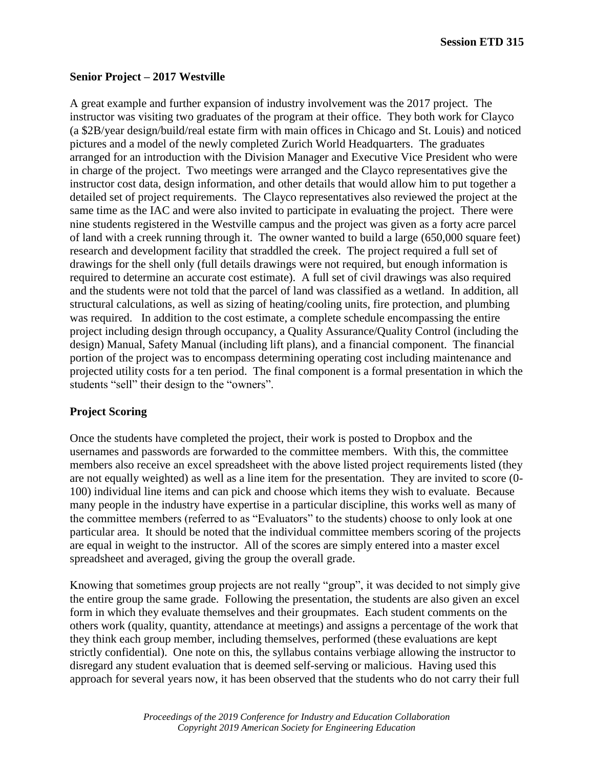### Senior Project – 2017 Westville

A great example and further expansion of industry involvement was the 2017 project. The instructor was visiting two graduates of the program at their office. They both work for Clayco (a $2B/year design/build/real estate firm with main offices in Chicago and St. Louis) and noticed pictures and a model of the newly completed Zurich World Headquarters. The graduates arranged for an introduction with the Division Manager and Executive Vice President who were in charge of the project. Two meetings were arranged and the Clayco representatives give the instructor cost data, design information, and other details that would allow him to put together a detailed set of project requirements. The Clayco representatives also reviewed the project at the same time as the IAC and were also invited to participate in evaluating the project. There were nine students registered in the Westville campus and the project was given as a forty acre parcel of land with a creek running through it. The owner wanted to build a large (650,000 square feet) research and development facility that straddled the creek. The project required a full set of drawings for the shell only (full details drawings were not required, but enough information is required to determine an accurate cost estimate). A full set of civil drawings was also required and the students were not told that the parcel of land was classified as a wetland. In addition, all structural calculations, as well as sizing of heating/cooling units, fire protection, and plumbing was required. In addition to the cost estimate, a complete schedule encompassing the entire project including design through occupancy, a Quality Assurance/Quality Control (including the design) Manual, Safety Manual (including lift plans), and a financial component. The financial portion of the project was to encompass determining operating cost including maintenance and projected utility costs for a ten period. The final component is a formal presentation in which the students "sell" their design to the "owners".

### Project Scoring

Once the students have completed the project, their work is posted to Dropbox and the usernames and passwords are forwarded to the committee members. With this, the committee members also receive an excel spreadsheet with the above listed project requirements listed (they are not equally weighted) as well as a line item for the presentation. They are invited to score (0-100) individual line items and can pick and choose which items they wish to evaluate. Because many people in the industry have expertise in a particular discipline, this works well as many of the committee members (referred to as "Evaluators" to the students) choose to only look at one particular area. It should be noted that the individual committee members scoring of the projects are equal in weight to the instructor. All of the scores are simply entered into a master excel spreadsheet and averaged, giving the group the overall grade.

Knowing that sometimes group projects are not really "group", it was decided to not simply give the entire group the same grade. Following the presentation, the students are also given an excel form in which they evaluate themselves and their groupmates. Each student comments on the others work (quality, quantity, attendance at meetings) and assigns a percentage of the work that they think each group member, including themselves, performed (these evaluations are kept strictly confidential). One note on this, the syllabus contains verbiage allowing the instructor to disregard any student evaluation that is deemed self-serving or malicious. Having used this approach for several years now, it has been observed that the students who do not carry their full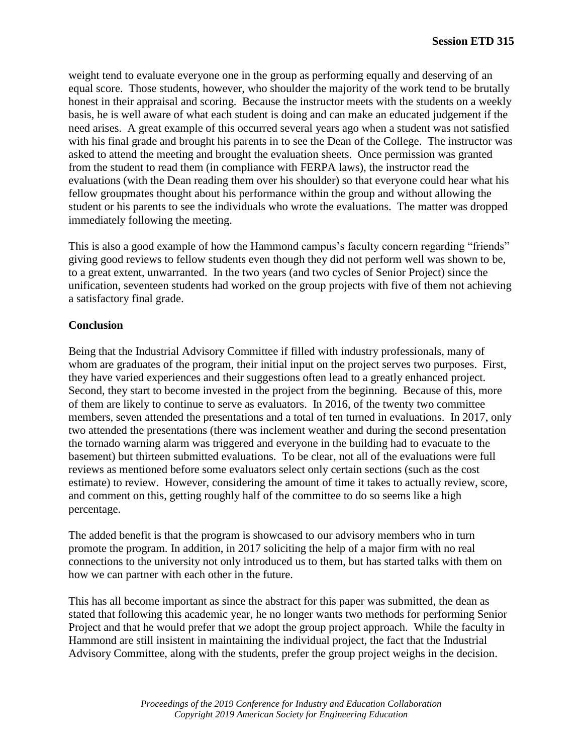weight tend to evaluate everyone one in the group as performing equally and deserving of an equal score. Those students, however, who shoulder the majority of the work tend to be brutally honest in their appraisal and scoring. Because the instructor meets with the students on a weekly basis, he is well aware of what each student is doing and can make an educated judgement if the need arises. A great example of this occurred several years ago when a student was not satisfied with his final grade and brought his parents in to see the Dean of the College. The instructor was asked to attend the meeting and brought the evaluation sheets. Once permission was granted from the student to read them (in compliance with FERPA laws), the instructor read the evaluations (with the Dean reading them over his shoulder) so that everyone could hear what his fellow groupmates thought about his performance within the group and without allowing the student or his parents to see the individuals who wrote the evaluations. The matter was dropped immediately following the meeting.

This is also a good example of how the Hammond campus's faculty concern regarding "friends" giving good reviews to fellow students even though they did not perform well was shown to be, to a great extent, unwarranted. In the two years (and two cycles of Senior Project) since the unification, seventeen students had worked on the group projects with five of them not achieving a satisfactory final grade.

## Conclusion

Being that the Industrial Advisory Committee if filled with industry professionals, many of whom are graduates of the program, their initial input on the project serves two purposes. First, they have varied experiences and their suggestions often lead to a greatly enhanced project. Second, they start to become invested in the project from the beginning. Because of this, more of them are likely to continue to serve as evaluators. In 2016, of the twenty two committee members, seven attended the presentations and a total of ten turned in evaluations. In 2017, only two attended the presentations (there was inclement weather and during the second presentation the tornado warning alarm was triggered and everyone in the building had to evacuate to the basement) but thirteen submitted evaluations. To be clear, not all of the evaluations were full reviews as mentioned before some evaluators select only certain sections (such as the cost estimate) to review. However, considering the amount of time it takes to actually review, score, and comment on this, getting roughly half of the committee to do so seems like a high percentage.

The added benefit is that the program is showcased to our advisory members who in turn promote the program. In addition, in 2017 soliciting the help of a major firm with no real connections to the university not only introduced us to them, but has started talks with them on how we can partner with each other in the future.

This has all become important as since the abstract for this paper was submitted, the dean as stated that following this academic year, he no longer wants two methods for performing Senior Project and that he would prefer that we adopt the group project approach. While the faculty in Hammond are still insistent in maintaining the individual project, the fact that the Industrial Advisory Committee, along with the students, prefer the group project weighs in the decision.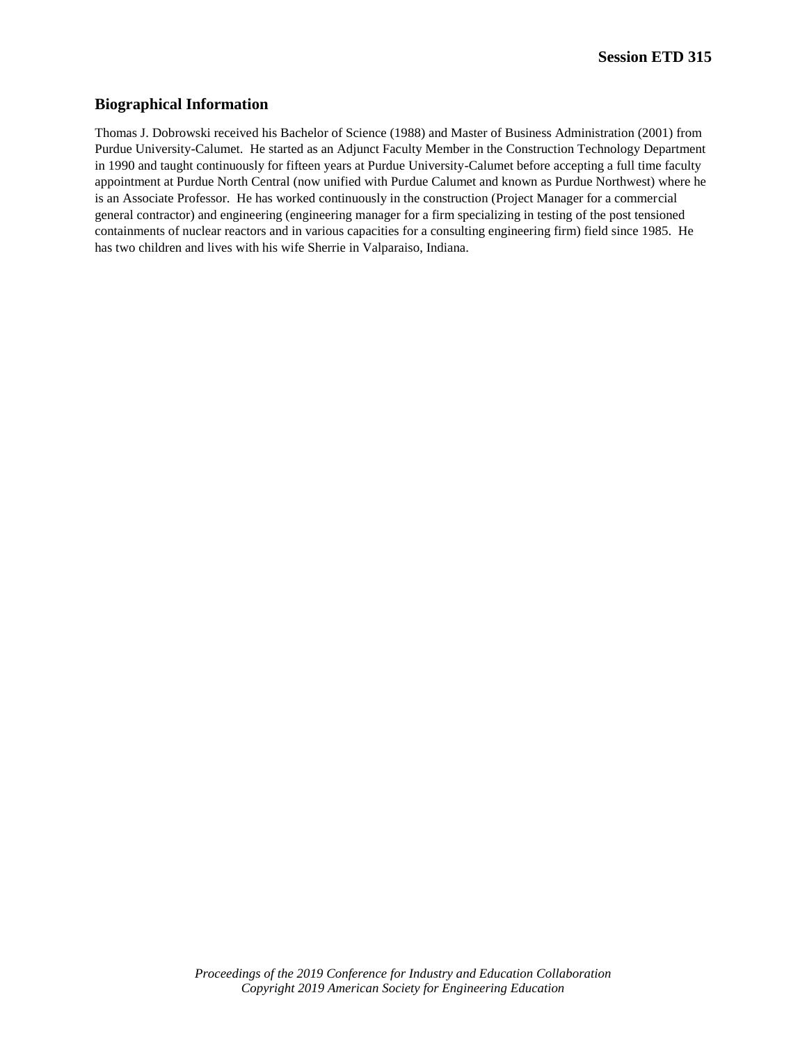## Biographical Information

Thomas J. Dobrowski received his Bachelor of Science (1988) and Master of Business Administration (2001) from Purdue University-Calumet. He started as an Adjunct Faculty Member in the Construction Technology Department in 1990 and taught continuously for fifteen years at Purdue University-Calumet before accepting a full time faculty appointment at Purdue North Central (now unified with Purdue Calumet and known as Purdue Northwest) where he is an Associate Professor. He has worked continuously in the construction (Project Manager for a commercial general contractor) and engineering (engineering manager for a firm specializing in testing of the post tensioned containments of nuclear reactors and in various capacities for a consulting engineering firm) field since 1985. He has two children and lives with his wife Sherrie in Valparaiso, Indiana.